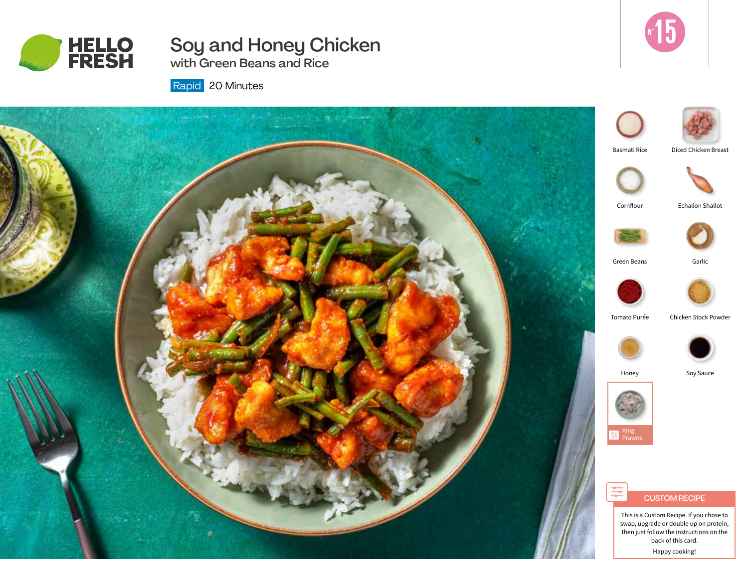HELLO FRESH

# Soy and Honey Chicken

## with Green Beans and Rice

Rapid 20 Minutes

N° 15

- Basmati Rice
- Diced Chicken Breast
- Cornflour
- Echalion Shallot
- Green Beans
- Garlic
- Tomato Purée
- Chicken Stock Powder
- Honey
- Soy Sauce
- King Prawns

### CUSTOM RECIPE

This is a Custom Recipe. If you chose to swap, upgrade or double up on protein, then just follow the instructions on the back of this card.

Happy cooking!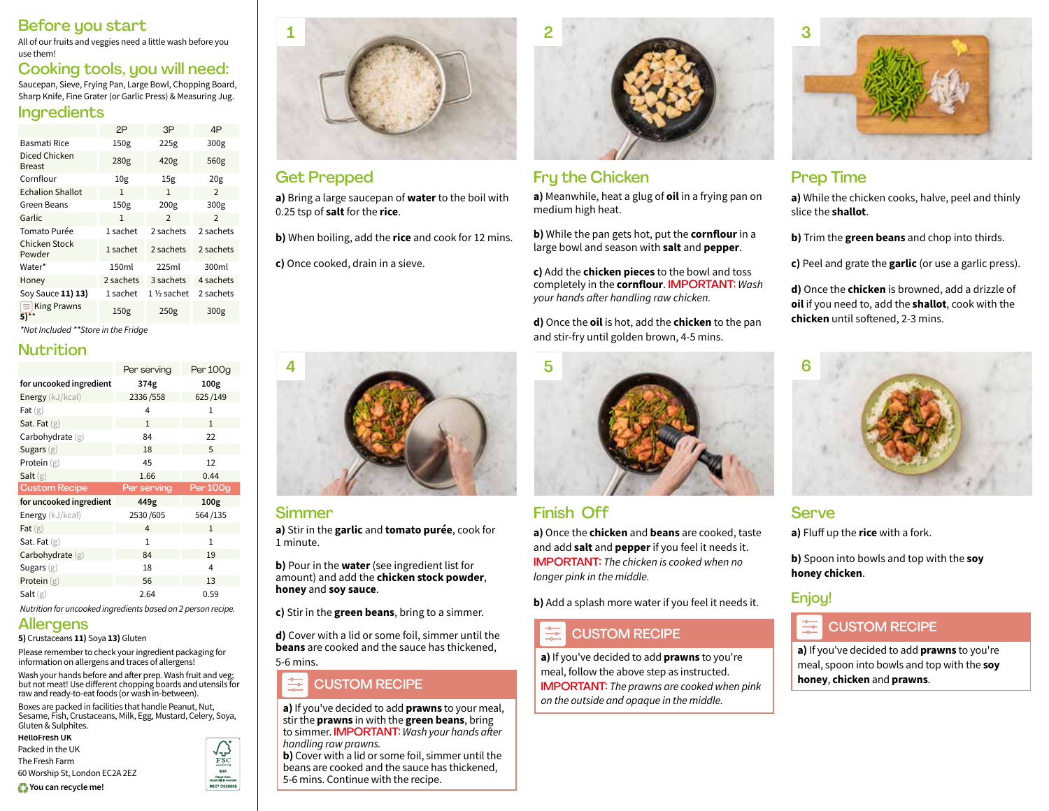## Before you start

All of our fruits and veggies need a little wash before you use them!

## Cooking tools, you will need:

Saucepan, Sieve, Frying Pan, Large Bowl, Chopping Board, Sharp Knife, Fine Grater (or Garlic Press) & Measuring Jug.

## Ingredients

| | 2P | 3P | 4P |
|---|---|---|---|
| Basmati Rice | 150g | 225g | 300g |
| Diced Chicken Breast | 280g | 420g | 560g |
| Cornflour | 10g | 15g | 20g |
| Echalion Shallot | 1 | 1 | 2 |
| Green Beans | 150g | 200g | 300g |
| Garlic | 1 | 2 | 2 |
| Tomato Purée | 1 sachet | 2 sachets | 2 sachets |
| Chicken Stock Powder | 1 sachet | 2 sachets | 2 sachets |
| Water* | 150ml | 225ml | 300ml |
| Honey | 2 sachets | 3 sachets | 4 sachets |
| Soy Sauce 11) 13) | 1 sachet | 1 ½ sachet | 2 sachets |
| King Prawns 5)** | 150g | 250g | 300g |

*Not Included **Store in the Fridge

## Nutrition

| | Per serving | Per 100g |
|---|---|---|
| **for uncooked ingredient** | **374g** | **100g** |
| Energy (kJ/kcal) | 2336 /558 | 625 /149 |
| Fat (g) | 4 | 1 |
| Sat. Fat (g) | 1 | 1 |
| Carbohydrate (g) | 84 | 22 |
| Sugars (g) | 18 | 5 |
| Protein (g) | 45 | 12 |
| Salt (g) | 1.66 | 0.44 |
| **Custom Recipe** | **Per serving** | **Per 100g** |
| **for uncooked ingredient** | **449g** | **100g** |
| Energy (kJ/kcal) | 2530 /605 | 564 /135 |
| Fat (g) | 4 | 1 |
| Sat. Fat (g) | 1 | 1 |
| Carbohydrate (g) | 84 | 19 |
| Sugars (g) | 18 | 4 |
| Protein (g) | 56 | 13 |
| Salt (g) | 2.64 | 0.59 |

*Nutrition for uncooked ingredients based on 2 person recipe.*

## Allergens

**5)** Crustaceans **11)** Soya **13)** Gluten

Please remember to check your ingredient packaging for information on allergens and traces of allergens!

Wash your hands before and after prep. Wash fruit and veg; but not meat! Use different chopping boards and utensils for raw and ready-to-eat foods (or wash in-between).

Boxes are packed in facilities that handle Peanut, Nut, Sesame, Fish, Crustaceans, Milk, Egg, Mustard, Celery, Soya, Gluten & Sulphites.

**HelloFresh UK**
Packed in the UK
The Fresh Farm
60 Worship St, London EC2A 2EZ

**You can recycle me!**

FSC MIX Paper from responsible sources FSC® C008509

## 1 Get Prepped

**a)** Bring a large saucepan of **water** to the boil with 0.25 tsp of **salt** for the **rice**.

**b)** When boiling, add the **rice** and cook for 12 mins.

**c)** Once cooked, drain in a sieve.

## 2 Fry the Chicken

**a)** Meanwhile, heat a glug of **oil** in a frying pan on medium high heat.

**b)** While the pan gets hot, put the **cornflour** in a large bowl and season with **salt** and **pepper**.

**c)** Add the **chicken pieces** to the bowl and toss completely in the **cornflour**. IMPORTANT: *Wash your hands after handling raw chicken.*

**d)** Once the **oil** is hot, add the **chicken** to the pan and stir-fry until golden brown, 4-5 mins.

## 3 Prep Time

**a)** While the chicken cooks, halve, peel and thinly slice the **shallot**.

**b)** Trim the **green beans** and chop into thirds.

**c)** Peel and grate the **garlic** (or use a garlic press).

**d)** Once the **chicken** is browned, add a drizzle of **oil** if you need to, add the **shallot**, cook with the **chicken** until softened, 2-3 mins.

## 4 Simmer

**a)** Stir in the **garlic** and **tomato purée**, cook for 1 minute.

**b)** Pour in the **water** (see ingredient list for amount) and add the **chicken stock powder**, **honey** and **soy sauce**.

**c)** Stir in the **green beans**, bring to a simmer.

**d)** Cover with a lid or some foil, simmer until the **beans** are cooked and the sauce has thickened, 5-6 mins.

### CUSTOM RECIPE

**a)** If you've decided to add **prawns** to your meal, stir the **prawns** in with the **green beans**, bring to simmer. IMPORTANT: *Wash your hands after handling raw prawns.*
**b)** Cover with a lid or some foil, simmer until the beans are cooked and the sauce has thickened, 5-6 mins. Continue with the recipe.

## 5 Finish Off

**a)** Once the **chicken** and **beans** are cooked, taste and add **salt** and **pepper** if you feel it needs it. IMPORTANT: *The chicken is cooked when no longer pink in the middle.*

**b)** Add a splash more water if you feel it needs it.

### CUSTOM RECIPE

**a)** If you've decided to add **prawns** to you're meal, follow the above step as instructed. IMPORTANT: *The prawns are cooked when pink on the outside and opaque in the middle.*

## 6 Serve

**a)** Fluff up the **rice** with a fork.

**b)** Spoon into bowls and top with the **soy honey chicken**.

## Enjoy!

### CUSTOM RECIPE

**a)** If you've decided to add **prawns** to you're meal, spoon into bowls and top with the **soy honey**, **chicken** and **prawns**.